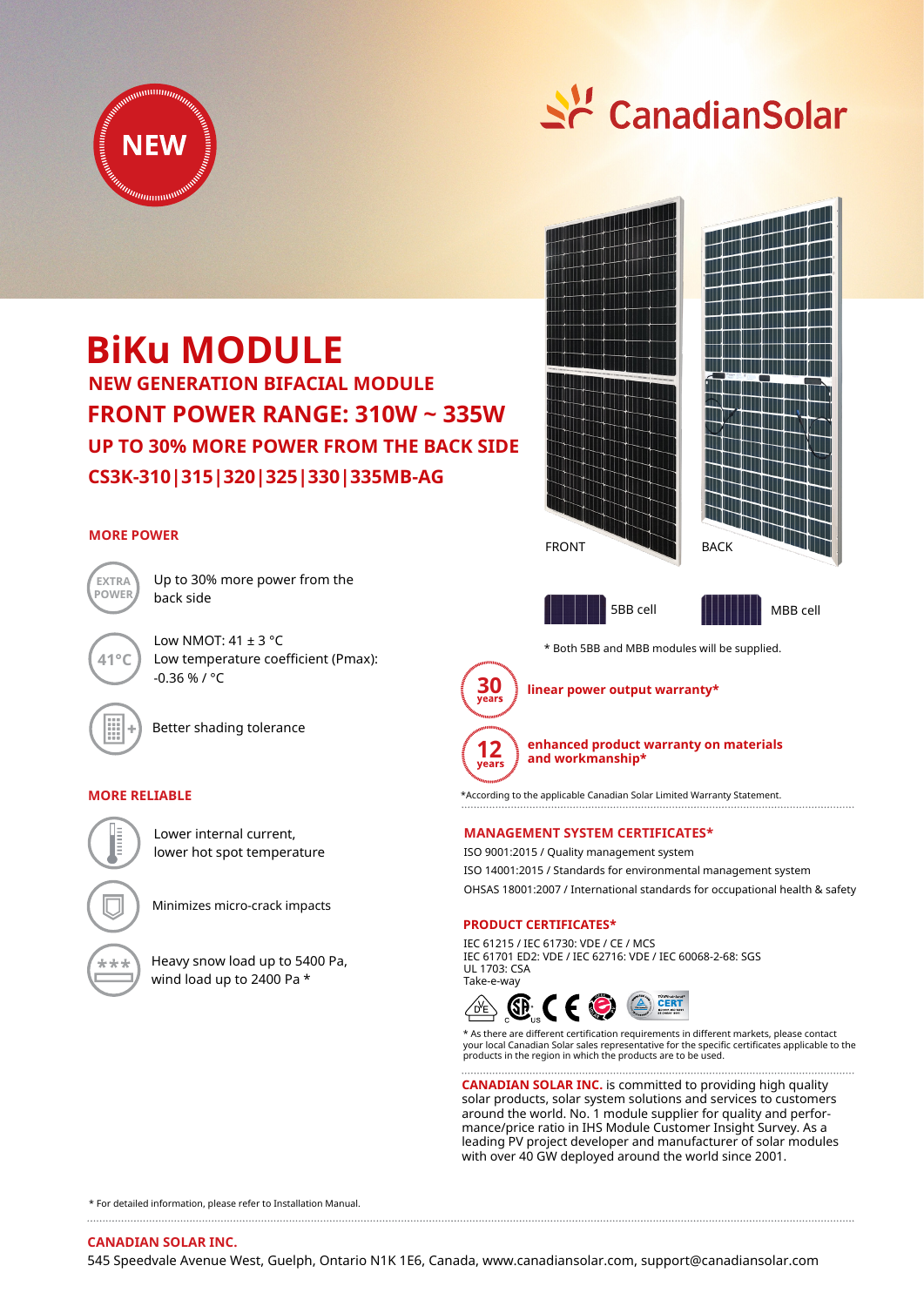NEW

CanadianSolar

# BiKu MODULE

## NEW GENERATION BIFACIAL MODULE

## FRONT POWER RANGE: 310W ~ 335W

## UP TO 30% MORE POWER FROM THE BACK SIDE

## CS3K-310|315|320|325|330|335MB-AG

FRONT

BACK

5BB cell

MBB cell

* Both 5BB and MBB modules will be supplied.

### MORE POWER

EXTRA POWER — Up to 30% more power from the back side

41°C — Low NMOT: 41 ± 3 °C
Low temperature coefficient (Pmax): -0.36 % / °C

Better shading tolerance

### MORE RELIABLE

Lower internal current, lower hot spot temperature

Minimizes micro-crack impacts

Heavy snow load up to 5400 Pa, wind load up to 2400 Pa *

**30 years** linear power output warranty*

**12 years** enhanced product warranty on materials and workmanship*

*According to the applicable Canadian Solar Limited Warranty Statement.

### MANAGEMENT SYSTEM CERTIFICATES*

ISO 9001:2015 / Quality management system
ISO 14001:2015 / Standards for environmental management system
OHSAS 18001:2007 / International standards for occupational health & safety

### PRODUCT CERTIFICATES*

IEC 61215 / IEC 61730: VDE / CE / MCS
IEC 61701 ED2: VDE / IEC 62716: VDE / IEC 60068-2-68: SGS
UL 1703: CSA
Take-e-way

* As there are different certification requirements in different markets, please contact your local Canadian Solar sales representative for the specific certificates applicable to the products in the region in which the products are to be used.

**CANADIAN SOLAR INC.** is committed to providing high quality solar products, solar system solutions and services to customers around the world. No. 1 module supplier for quality and performance/price ratio in IHS Module Customer Insight Survey. As a leading PV project developer and manufacturer of solar modules with over 40 GW deployed around the world since 2001.

* For detailed information, please refer to Installation Manual.

**CANADIAN SOLAR INC.**
545 Speedvale Avenue West, Guelph, Ontario N1K 1E6, Canada, www.canadiansolar.com, support@canadiansolar.com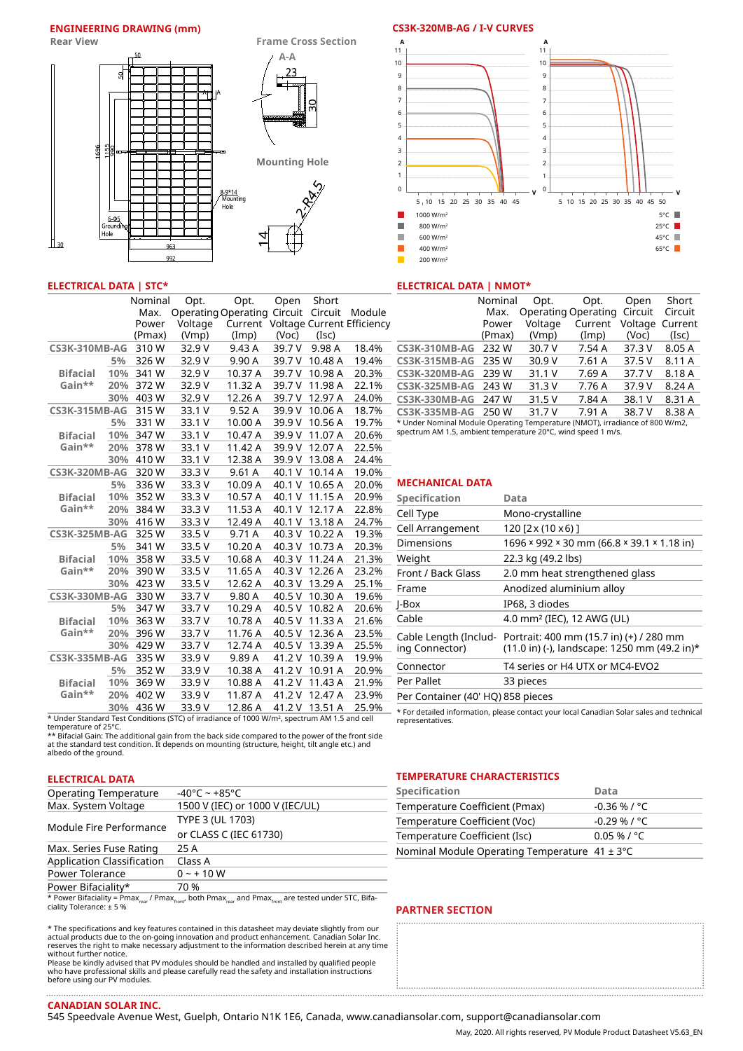## ENGINEERING DRAWING (mm)

Rear View

Frame Cross Section

A-A

Mounting Hole

50
50
1696
1155
990
6-Φ5 Grounding Hole
8-9*14 Mounting Hole
963
992
30
23
30
2-R4.5
14

## CS3K-320MB-AG / I-V CURVES

A
11
10
9
8
7
6
5
4
3
2
1
0
5 10 15 20 25 30 35 40 45
V

A
11
10
9
8
7
6
5
4
3
2
1
0
5 10 15 20 25 30 35 40 45 50
V

1000 W/m²
800 W/m²
600 W/m²
400 W/m²
200 W/m²

5°C
25°C
45°C
65°C

## ELECTRICAL DATA | STC*

| | | Nominal Max. Power (Pmax) | Opt. Operating Voltage (Vmp) | Opt. Operating Current (Imp) | Open Circuit Voltage (Voc) | Short Circuit Current (Isc) | Module Efficiency |
|---|---|---|---|---|---|---|---|
| CS3K-310MB-AG | | 310 W | 32.9 V | 9.43 A | 39.7 V | 9.98 A | 18.4% |
| Bifacial Gain** | 5% | 326 W | 32.9 V | 9.90 A | 39.7 V | 10.48 A | 19.4% |
| | 10% | 341 W | 32.9 V | 10.37 A | 39.7 V | 10.98 A | 20.3% |
| | 20% | 372 W | 32.9 V | 11.32 A | 39.7 V | 11.98 A | 22.1% |
| | 30% | 403 W | 32.9 V | 12.26 A | 39.7 V | 12.97 A | 24.0% |
| CS3K-315MB-AG | | 315 W | 33.1 V | 9.52 A | 39.9 V | 10.06 A | 18.7% |
| Bifacial Gain** | 5% | 331 W | 33.1 V | 10.00 A | 39.9 V | 10.56 A | 19.7% |
| | 10% | 347 W | 33.1 V | 10.47 A | 39.9 V | 11.07 A | 20.6% |
| | 20% | 378 W | 33.1 V | 11.42 A | 39.9 V | 12.07 A | 22.5% |
| | 30% | 410 W | 33.1 V | 12.38 A | 39.9 V | 13.08 A | 24.4% |
| CS3K-320MB-AG | | 320 W | 33.3 V | 9.61 A | 40.1 V | 10.14 A | 19.0% |
| Bifacial Gain** | 5% | 336 W | 33.3 V | 10.09 A | 40.1 V | 10.65 A | 20.0% |
| | 10% | 352 W | 33.3 V | 10.57 A | 40.1 V | 11.15 A | 20.9% |
| | 20% | 384 W | 33.3 V | 11.53 A | 40.1 V | 12.17 A | 22.8% |
| | 30% | 416 W | 33.3 V | 12.49 A | 40.1 V | 13.18 A | 24.7% |
| CS3K-325MB-AG | | 325 W | 33.5 V | 9.71 A | 40.3 V | 10.22 A | 19.3% |
| Bifacial Gain** | 5% | 341 W | 33.5 V | 10.20 A | 40.3 V | 10.73 A | 20.3% |
| | 10% | 358 W | 33.5 V | 10.68 A | 40.3 V | 11.24 A | 21.3% |
| | 20% | 390 W | 33.5 V | 11.65 A | 40.3 V | 12.26 A | 23.2% |
| | 30% | 423 W | 33.5 V | 12.62 A | 40.3 V | 13.29 A | 25.1% |
| CS3K-330MB-AG | | 330 W | 33.7 V | 9.80 A | 40.5 V | 10.30 A | 19.6% |
| Bifacial Gain** | 5% | 347 W | 33.7 V | 10.29 A | 40.5 V | 10.82 A | 20.6% |
| | 10% | 363 W | 33.7 V | 10.78 A | 40.5 V | 11.33 A | 21.6% |
| | 20% | 396 W | 33.7 V | 11.76 A | 40.5 V | 12.36 A | 23.5% |
| | 30% | 429 W | 33.7 V | 12.74 A | 40.5 V | 13.39 A | 25.5% |
| CS3K-335MB-AG | | 335 W | 33.9 V | 9.89 A | 41.2 V | 10.39 A | 19.9% |
| Bifacial Gain** | 5% | 352 W | 33.9 V | 10.38 A | 41.2 V | 10.91 A | 20.9% |
| | 10% | 369 W | 33.9 V | 10.88 A | 41.2 V | 11.43 A | 21.9% |
| | 20% | 402 W | 33.9 V | 11.87 A | 41.2 V | 12.47 A | 23.9% |
| | 30% | 436 W | 33.9 V | 12.86 A | 41.2 V | 13.51 A | 25.9% |

\* Under Standard Test Conditions (STC) of irradiance of 1000 W/m², spectrum AM 1.5 and cell temperature of 25°C.

** Bifacial Gain: The additional gain from the back side compared to the power of the front side at the standard test condition. It depends on mounting (structure, height, tilt angle etc.) and albedo of the ground.

## ELECTRICAL DATA | NMOT*

| | Nominal Max. Power (Pmax) | Opt. Operating Voltage (Vmp) | Opt. Operating Current (Imp) | Open Circuit Voltage (Voc) | Short Circuit Current (Isc) |
|---|---|---|---|---|---|
| CS3K-310MB-AG | 232 W | 30.7 V | 7.54 A | 37.3 V | 8.05 A |
| CS3K-315MB-AG | 235 W | 30.9 V | 7.61 A | 37.5 V | 8.11 A |
| CS3K-320MB-AG | 239 W | 31.1 V | 7.69 A | 37.7 V | 8.18 A |
| CS3K-325MB-AG | 243 W | 31.3 V | 7.76 A | 37.9 V | 8.24 A |
| CS3K-330MB-AG | 247 W | 31.5 V | 7.84 A | 38.1 V | 8.31 A |
| CS3K-335MB-AG | 250 W | 31.7 V | 7.91 A | 38.7 V | 8.38 A |

\* Under Nominal Module Operating Temperature (NMOT), irradiance of 800 W/m2, spectrum AM 1.5, ambient temperature 20°C, wind speed 1 m/s.

## MECHANICAL DATA

| Specification | Data |
|---|---|
| Cell Type | Mono-crystalline |
| Cell Arrangement | 120 [2 x (10 x 6) ] |
| Dimensions | 1696 × 992 × 30 mm (66.8 × 39.1 × 1.18 in) |
| Weight | 22.3 kg (49.2 lbs) |
| Front / Back Glass | 2.0 mm heat strengthened glass |
| Frame | Anodized aluminium alloy |
| J-Box | IP68, 3 diodes |
| Cable | 4.0 mm² (IEC), 12 AWG (UL) |
| Cable Length (Including Connector) | Portrait: 400 mm (15.7 in) (+) / 280 mm (11.0 in) (-), landscape: 1250 mm (49.2 in)* |
| Connector | T4 series or H4 UTX or MC4-EVO2 |
| Per Pallet | 33 pieces |
| Per Container (40' HQ) | 858 pieces |

\* For detailed information, please contact your local Canadian Solar sales and technical representatives.

## ELECTRICAL DATA

| | |
|---|---|
| Operating Temperature | -40°C ~ +85°C |
| Max. System Voltage | 1500 V (IEC) or 1000 V (IEC/UL) |
| Module Fire Performance | TYPE 3 (UL 1703) or CLASS C (IEC 61730) |
| Max. Series Fuse Rating | 25 A |
| Application Classification | Class A |
| Power Tolerance | 0 ~ + 10 W |
| Power Bifaciality* | 70 % |

\* Power Bifaciality = $Pmax_{rear}$ / $Pmax_{front}$, both $Pmax_{rear}$ and $Pmax_{front}$ are tested under STC, Bifaciality Tolerance: ± 5 %

## TEMPERATURE CHARACTERISTICS

| Specification | Data |
|---|---|
| Temperature Coefficient (Pmax) | -0.36 % / °C |
| Temperature Coefficient (Voc) | -0.29 % / °C |
| Temperature Coefficient (Isc) | 0.05 % / °C |
| Nominal Module Operating Temperature | 41 ± 3°C |

\* The specifications and key features contained in this datasheet may deviate slightly from our actual products due to the on-going innovation and product enhancement. Canadian Solar Inc. reserves the right to make necessary adjustment to the information described herein at any time without further notice.

Please be kindly advised that PV modules should be handled and installed by qualified people who have professional skills and please carefully read the safety and installation instructions before using our PV modules.

## PARTNER SECTION

## CANADIAN SOLAR INC.

545 Speedvale Avenue West, Guelph, Ontario N1K 1E6, Canada, www.canadiansolar.com, support@canadiansolar.com

May, 2020. All rights reserved, PV Module Product Datasheet V5.63_EN